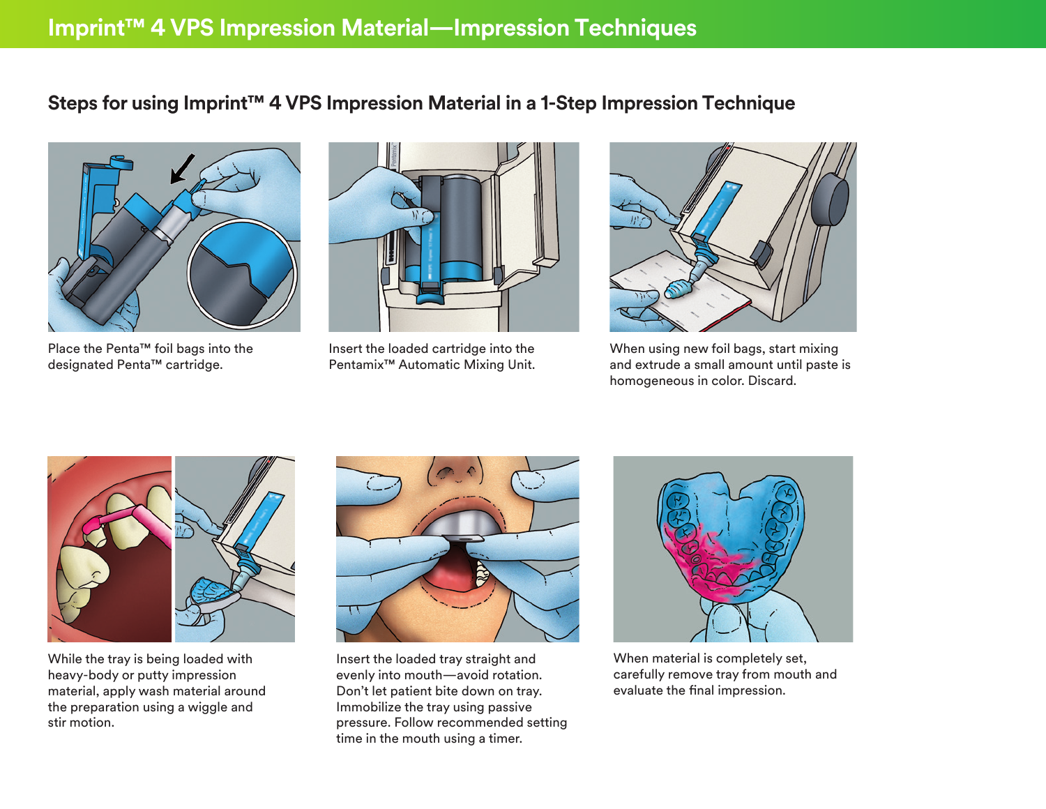# Imprint™ 4 VPS Impression Material—Impression Techniques

## Steps for using Imprint™ 4 VPS Impression Material in a 1-Step Impression Technique

Place the Penta™ foil bags into the designated Penta™ cartridge.

Insert the loaded cartridge into the Pentamix™ Automatic Mixing Unit.

When using new foil bags, start mixing and extrude a small amount until paste is homogeneous in color. Discard.

While the tray is being loaded with heavy-body or putty impression material, apply wash material around the preparation using a wiggle and stir motion.

Insert the loaded tray straight and evenly into mouth—avoid rotation. Don't let patient bite down on tray. Immobilize the tray using passive pressure. Follow recommended setting time in the mouth using a timer.

When material is completely set, carefully remove tray from mouth and evaluate the final impression.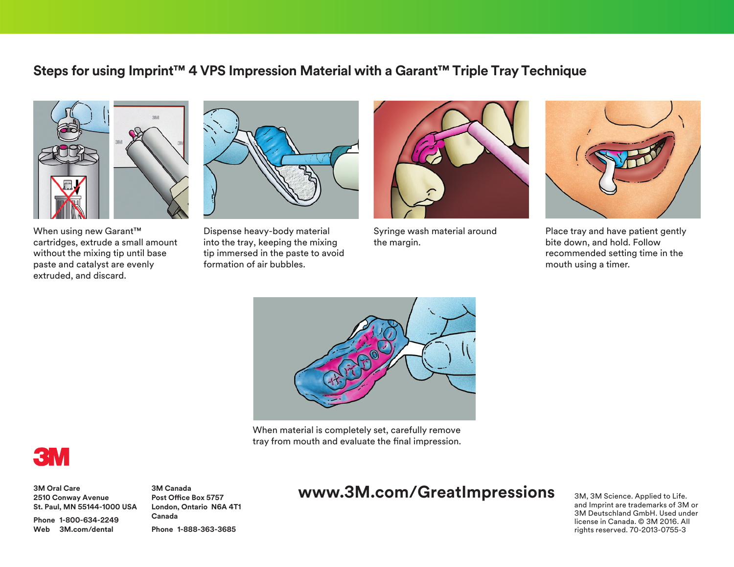## Steps for using Imprint™ 4 VPS Impression Material with a Garant™ Triple Tray Technique

When using new Garant™ cartridges, extrude a small amount without the mixing tip until base paste and catalyst are evenly extruded, and discard.

Dispense heavy-body material into the tray, keeping the mixing tip immersed in the paste to avoid formation of air bubbles.

Syringe wash material around the margin.

Place tray and have patient gently bite down, and hold. Follow recommended setting time in the mouth using a timer.

When material is completely set, carefully remove tray from mouth and evaluate the final impression.

**3M Oral Care**
**2510 Conway Avenue**
**St. Paul, MN 55144-1000 USA**

**Phone 1-800-634-2249**
**Web 3M.com/dental**

**3M Canada**
**Post Office Box 5757**
**London, Ontario N6A 4T1**
**Canada**

**Phone 1-888-363-3685**

**www.3M.com/GreatImpressions**

3M, 3M Science. Applied to Life. and Imprint are trademarks of 3M or 3M Deutschland GmbH. Used under license in Canada. © 3M 2016. All rights reserved. 70-2013-0755-3